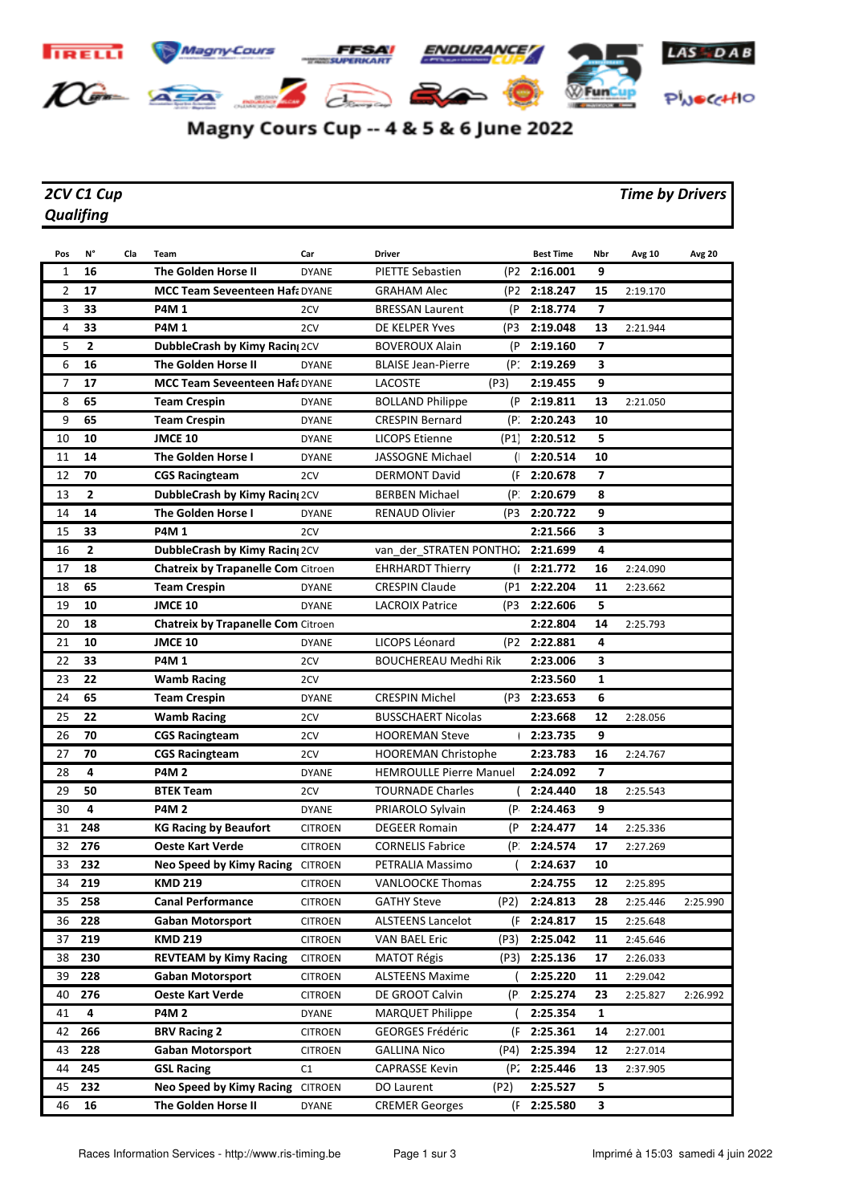# Magny Cours Cup -- 4 & 5 & 6 June 2022

***2CV C1 Cup***
***Qualifing***

***Time by Drivers***

| Pos | N° | Cla | Team | Car | Driver | | Best Time | Nbr | Avg 10 | Avg 20 |
|---|---|---|---|---|---|---|---|---|---|---|
| 1 | **16** | | **The Golden Horse II** | DYANE | PIETTE Sebastien | (P2 | **2:16.001** | **9** | | |
| 2 | **17** | | **MCC Team Seveenteen Hafa** | DYANE | GRAHAM Alec | (P2 | **2:18.247** | **15** | 2:19.170 | |
| 3 | **33** | | **P4M 1** | 2CV | BRESSAN Laurent | (P | **2:18.774** | **7** | | |
| 4 | **33** | | **P4M 1** | 2CV | DE KELPER Yves | (P3 | **2:19.048** | **13** | 2:21.944 | |
| 5 | **2** | | **DubbleCrash by Kimy Racing** | 2CV | BOVEROUX Alain | (P | **2:19.160** | **7** | | |
| 6 | **16** | | **The Golden Horse II** | DYANE | BLAISE Jean-Pierre | (P: | **2:19.269** | **3** | | |
| 7 | **17** | | **MCC Team Seveenteen Hafa** | DYANE | LACOSTE | (P3) | **2:19.455** | **9** | | |
| 8 | **65** | | **Team Crespin** | DYANE | BOLLAND Philippe | (P | **2:19.811** | **13** | 2:21.050 | |
| 9 | **65** | | **Team Crespin** | DYANE | CRESPIN Bernard | (P: | **2:20.243** | **10** | | |
| 10 | **10** | | **JMCE 10** | DYANE | LICOPS Etienne | (P1) | **2:20.512** | **5** | | |
| 11 | **14** | | **The Golden Horse I** | DYANE | JASSOGNE Michael | ( | **2:20.514** | **10** | | |
| 12 | **70** | | **CGS Racingteam** | 2CV | DERMONT David | (F | **2:20.678** | **7** | | |
| 13 | **2** | | **DubbleCrash by Kimy Racing** | 2CV | BERBEN Michael | (P: | **2:20.679** | **8** | | |
| 14 | **14** | | **The Golden Horse I** | DYANE | RENAUD Olivier | (P3 | **2:20.722** | **9** | | |
| 15 | **33** | | **P4M 1** | 2CV | | | **2:21.566** | **3** | | |
| 16 | **2** | | **DubbleCrash by Kimy Racing** | 2CV | van_der_STRATEN PONTHOZ | | **2:21.699** | **4** | | |
| 17 | **18** | | **Chatreix by Trapanelle Com** | Citroen | EHRHARDT Thierry | (I | **2:21.772** | **16** | 2:24.090 | |
| 18 | **65** | | **Team Crespin** | DYANE | CRESPIN Claude | (P1 | **2:22.204** | **11** | 2:23.662 | |
| 19 | **10** | | **JMCE 10** | DYANE | LACROIX Patrice | (P3 | **2:22.606** | **5** | | |
| 20 | **18** | | **Chatreix by Trapanelle Com** | Citroen | | | **2:22.804** | **14** | 2:25.793 | |
| 21 | **10** | | **JMCE 10** | DYANE | LICOPS Léonard | (P2 | **2:22.881** | **4** | | |
| 22 | **33** | | **P4M 1** | 2CV | BOUCHEREAU Medhi Rik | | **2:23.006** | **3** | | |
| 23 | **22** | | **Wamb Racing** | 2CV | | | **2:23.560** | **1** | | |
| 24 | **65** | | **Team Crespin** | DYANE | CRESPIN Michel | (P3 | **2:23.653** | **6** | | |
| 25 | **22** | | **Wamb Racing** | 2CV | BUSSCHAERT Nicolas | | **2:23.668** | **12** | 2:28.056 | |
| 26 | **70** | | **CGS Racingteam** | 2CV | HOOREMAN Steve | | **2:23.735** | **9** | | |
| 27 | **70** | | **CGS Racingteam** | 2CV | HOOREMAN Christophe | | **2:23.783** | **16** | 2:24.767 | |
| 28 | **4** | | **P4M 2** | DYANE | HEMROULLE Pierre Manuel | | **2:24.092** | **7** | | |
| 29 | **50** | | **BTEK Team** | 2CV | TOURNADE Charles | ( | **2:24.440** | **18** | 2:25.543 | |
| 30 | **4** | | **P4M 2** | DYANE | PRIAROLO Sylvain | (P | **2:24.463** | **9** | | |
| 31 | **248** | | **KG Racing by Beaufort** | CITROEN | DEGEER Romain | (P | **2:24.477** | **14** | 2:25.336 | |
| 32 | **276** | | **Oeste Kart Verde** | CITROEN | CORNELIS Fabrice | (P: | **2:24.574** | **17** | 2:27.269 | |
| 33 | **232** | | **Neo Speed by Kimy Racing** | CITROEN | PETRALIA Massimo | ( | **2:24.637** | **10** | | |
| 34 | **219** | | **KMD 219** | CITROEN | VANLOOCKE Thomas | | **2:24.755** | **12** | 2:25.895 | |
| 35 | **258** | | **Canal Performance** | CITROEN | GATHY Steve | (P2) | **2:24.813** | **28** | 2:25.446 | 2:25.990 |
| 36 | **228** | | **Gaban Motorsport** | CITROEN | ALSTEENS Lancelot | (F | **2:24.817** | **15** | 2:25.648 | |
| 37 | **219** | | **KMD 219** | CITROEN | VAN BAEL Eric | (P3) | **2:25.042** | **11** | 2:45.646 | |
| 38 | **230** | | **REVTEAM by Kimy Racing** | CITROEN | MATOT Régis | (P3) | **2:25.136** | **17** | 2:26.033 | |
| 39 | **228** | | **Gaban Motorsport** | CITROEN | ALSTEENS Maxime | ( | **2:25.220** | **11** | 2:29.042 | |
| 40 | **276** | | **Oeste Kart Verde** | CITROEN | DE GROOT Calvin | (P | **2:25.274** | **23** | 2:25.827 | 2:26.992 |
| 41 | **4** | | **P4M 2** | DYANE | MARQUET Philippe | ( | **2:25.354** | **1** | | |
| 42 | **266** | | **BRV Racing 2** | CITROEN | GEORGES Frédéric | (F | **2:25.361** | **14** | 2:27.001 | |
| 43 | **228** | | **Gaban Motorsport** | CITROEN | GALLINA Nico | (P4) | **2:25.394** | **12** | 2:27.014 | |
| 44 | **245** | | **GSL Racing** | C1 | CAPRASSE Kevin | (P: | **2:25.446** | **13** | 2:37.905 | |
| 45 | **232** | | **Neo Speed by Kimy Racing** | CITROEN | DO Laurent | (P2) | **2:25.527** | **5** | | |
| 46 | **16** | | **The Golden Horse II** | DYANE | CREMER Georges | (F | **2:25.580** | **3** | | |

Races Information Services - http://www.ris-timing.be

Imprimé à 15:03 samedi 4 juin 2022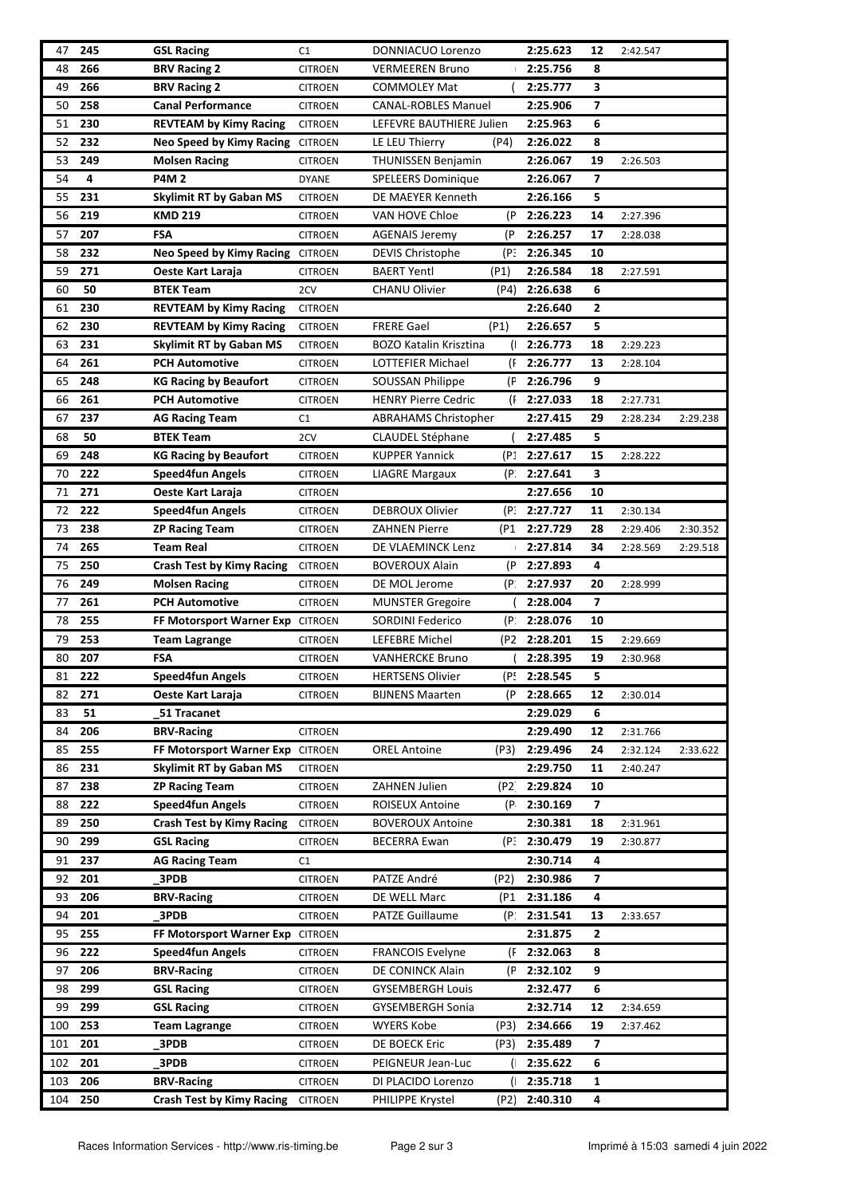| 47 | 245 | GSL Racing | C1 | DONNIACUO Lorenzo | | 2:25.623 | 12 | 2:42.547 | |
|---|---|---|---|---|---|---|---|---|---|
| 48 | 266 | BRV Racing 2 | CITROEN | VERMEEREN Bruno | | 2:25.756 | 8 | | |
| 49 | 266 | BRV Racing 2 | CITROEN | COMMOLEY Mat | ( | 2:25.777 | 3 | | |
| 50 | 258 | Canal Performance | CITROEN | CANAL-ROBLES Manuel | | 2:25.906 | 7 | | |
| 51 | 230 | REVTEAM by Kimy Racing | CITROEN | LEFEVRE BAUTHIERE Julien | | 2:25.963 | 6 | | |
| 52 | 232 | Neo Speed by Kimy Racing | CITROEN | LE LEU Thierry | (P4) | 2:26.022 | 8 | | |
| 53 | 249 | Molsen Racing | CITROEN | THUNISSEN Benjamin | | 2:26.067 | 19 | 2:26.503 | |
| 54 | 4 | P4M 2 | DYANE | SPELEERS Dominique | | 2:26.067 | 7 | | |
| 55 | 231 | Skylimit RT by Gaban MS | CITROEN | DE MAEYER Kenneth | | 2:26.166 | 5 | | |
| 56 | 219 | KMD 219 | CITROEN | VAN HOVE Chloe | (P | 2:26.223 | 14 | 2:27.396 | |
| 57 | 207 | FSA | CITROEN | AGENAIS Jeremy | (P | 2:26.257 | 17 | 2:28.038 | |
| 58 | 232 | Neo Speed by Kimy Racing | CITROEN | DEVIS Christophe | (P: | 2:26.345 | 10 | | |
| 59 | 271 | Oeste Kart Laraja | CITROEN | BAERT Yentl | (P1) | 2:26.584 | 18 | 2:27.591 | |
| 60 | 50 | BTEK Team | 2CV | CHANU Olivier | (P4) | 2:26.638 | 6 | | |
| 61 | 230 | REVTEAM by Kimy Racing | CITROEN | | | 2:26.640 | 2 | | |
| 62 | 230 | REVTEAM by Kimy Racing | CITROEN | FRERE Gael | (P1) | 2:26.657 | 5 | | |
| 63 | 231 | Skylimit RT by Gaban MS | CITROEN | BOZO Katalin Krisztina | (I | 2:26.773 | 18 | 2:29.223 | |
| 64 | 261 | PCH Automotive | CITROEN | LOTTEFIER Michael | (F | 2:26.777 | 13 | 2:28.104 | |
| 65 | 248 | KG Racing by Beaufort | CITROEN | SOUSSAN Philippe | (P | 2:26.796 | 9 | | |
| 66 | 261 | PCH Automotive | CITROEN | HENRY Pierre Cedric | (I | 2:27.033 | 18 | 2:27.731 | |
| 67 | 237 | AG Racing Team | C1 | ABRAHAMS Christopher | | 2:27.415 | 29 | 2:28.234 | 2:29.238 |
| 68 | 50 | BTEK Team | 2CV | CLAUDEL Stéphane | ( | 2:27.485 | 5 | | |
| 69 | 248 | KG Racing by Beaufort | CITROEN | KUPPER Yannick | (P1 | 2:27.617 | 15 | 2:28.222 | |
| 70 | 222 | Speed4fun Angels | CITROEN | LIAGRE Margaux | (P: | 2:27.641 | 3 | | |
| 71 | 271 | Oeste Kart Laraja | CITROEN | | | 2:27.656 | 10 | | |
| 72 | 222 | Speed4fun Angels | CITROEN | DEBROUX Olivier | (P: | 2:27.727 | 11 | 2:30.134 | |
| 73 | 238 | ZP Racing Team | CITROEN | ZAHNEN Pierre | (P1 | 2:27.729 | 28 | 2:29.406 | 2:30.352 |
| 74 | 265 | Team Real | CITROEN | DE VLAEMINCK Lenz | | 2:27.814 | 34 | 2:28.569 | 2:29.518 |
| 75 | 250 | Crash Test by Kimy Racing | CITROEN | BOVEROUX Alain | (P | 2:27.893 | 4 | | |
| 76 | 249 | Molsen Racing | CITROEN | DE MOL Jerome | (P: | 2:27.937 | 20 | 2:28.999 | |
| 77 | 261 | PCH Automotive | CITROEN | MUNSTER Gregoire | ( | 2:28.004 | 7 | | |
| 78 | 255 | FF Motorsport Warner Exp | CITROEN | SORDINI Federico | (P: | 2:28.076 | 10 | | |
| 79 | 253 | Team Lagrange | CITROEN | LEFEBRE Michel | (P2 | 2:28.201 | 15 | 2:29.669 | |
| 80 | 207 | FSA | CITROEN | VANHERCKE Bruno | ( | 2:28.395 | 19 | 2:30.968 | |
| 81 | 222 | Speed4fun Angels | CITROEN | HERTSENS Olivier | (P! | 2:28.545 | 5 | | |
| 82 | 271 | Oeste Kart Laraja | CITROEN | BIJNENS Maarten | (P | 2:28.665 | 12 | 2:30.014 | |
| 83 | 51 | _51 Tracanet | | | | 2:29.029 | 6 | | |
| 84 | 206 | BRV-Racing | CITROEN | | | 2:29.490 | 12 | 2:31.766 | |
| 85 | 255 | FF Motorsport Warner Exp | CITROEN | OREL Antoine | (P3) | 2:29.496 | 24 | 2:32.124 | 2:33.622 |
| 86 | 231 | Skylimit RT by Gaban MS | CITROEN | | | 2:29.750 | 11 | 2:40.247 | |
| 87 | 238 | ZP Racing Team | CITROEN | ZAHNEN Julien | (P2 | 2:29.824 | 10 | | |
| 88 | 222 | Speed4fun Angels | CITROEN | ROISEUX Antoine | (P: | 2:30.169 | 7 | | |
| 89 | 250 | Crash Test by Kimy Racing | CITROEN | BOVEROUX Antoine | | 2:30.381 | 18 | 2:31.961 | |
| 90 | 299 | GSL Racing | CITROEN | BECERRA Ewan | (P: | 2:30.479 | 19 | 2:30.877 | |
| 91 | 237 | AG Racing Team | C1 | | | 2:30.714 | 4 | | |
| 92 | 201 | _3PDB | CITROEN | PATZE André | (P2) | 2:30.986 | 7 | | |
| 93 | 206 | BRV-Racing | CITROEN | DE WELL Marc | (P1 | 2:31.186 | 4 | | |
| 94 | 201 | _3PDB | CITROEN | PATZE Guillaume | (P: | 2:31.541 | 13 | 2:33.657 | |
| 95 | 255 | FF Motorsport Warner Exp | CITROEN | | | 2:31.875 | 2 | | |
| 96 | 222 | Speed4fun Angels | CITROEN | FRANCOIS Evelyne | (F | 2:32.063 | 8 | | |
| 97 | 206 | BRV-Racing | CITROEN | DE CONINCK Alain | (P | 2:32.102 | 9 | | |
| 98 | 299 | GSL Racing | CITROEN | GYSEMBERGH Louis | | 2:32.477 | 6 | | |
| 99 | 299 | GSL Racing | CITROEN | GYSEMBERGH Sonia | | 2:32.714 | 12 | 2:34.659 | |
| 100 | 253 | Team Lagrange | CITROEN | WYERS Kobe | (P3) | 2:34.666 | 19 | 2:37.462 | |
| 101 | 201 | _3PDB | CITROEN | DE BOECK Eric | (P3) | 2:35.489 | 7 | | |
| 102 | 201 | _3PDB | CITROEN | PEIGNEUR Jean-Luc | (I | 2:35.622 | 6 | | |
| 103 | 206 | BRV-Racing | CITROEN | DI PLACIDO Lorenzo | (I | 2:35.718 | 1 | | |
| 104 | 250 | Crash Test by Kimy Racing | CITROEN | PHILIPPE Krystel | (P2) | 2:40.310 | 4 | | |

Races Information Services - http://www.ris-timing.be Imprimé à 15:03 samedi 4 juin 2022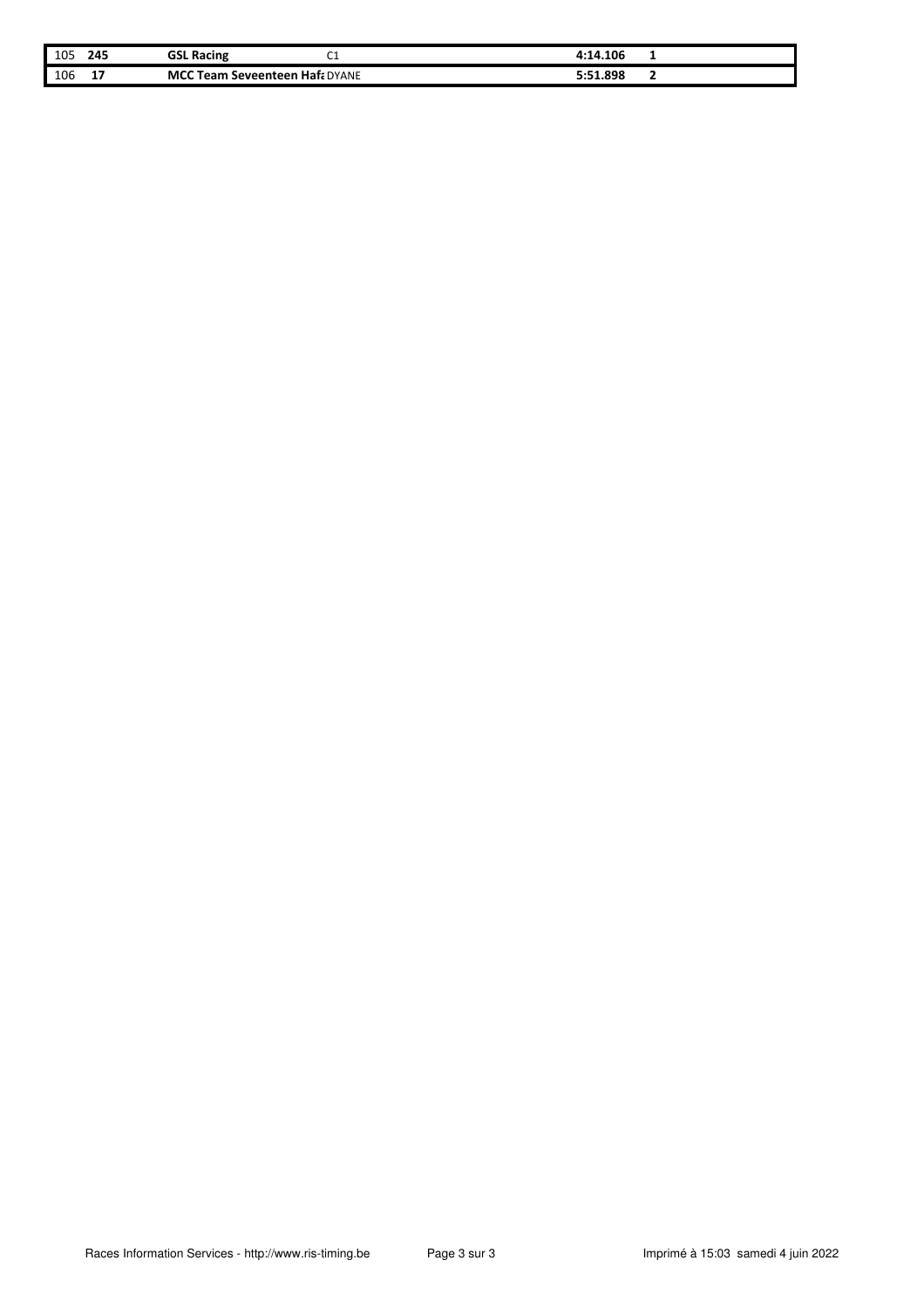| | | | | | |
|---|---|---|---|---|---|
| 105 | **245** | **GSL Racing** | C1 | **4:14.106** | **1** |
| 106 | **17** | **MCC Team Seveenteen Hafa** | DYANE | **5:51.898** | **2** |